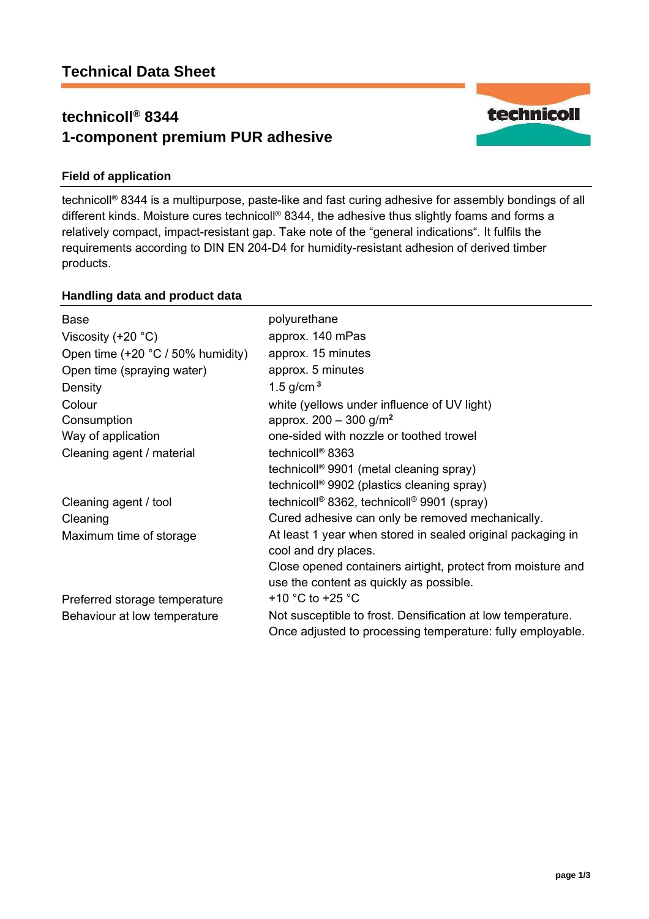# Technical Data Sheet

## technicoll® 8344
## 1-component premium PUR adhesive

### Field of application

technicoll® 8344 is a multipurpose, paste-like and fast curing adhesive for assembly bondings of all different kinds. Moisture cures technicoll® 8344, the adhesive thus slightly foams and forms a relatively compact, impact-resistant gap. Take note of the "general indications". It fulfils the requirements according to DIN EN 204-D4 for humidity-resistant adhesion of derived timber products.

### Handling data and product data

| | |
|---|---|
| Base | polyurethane |
| Viscosity (+20 °C) | approx. 140 mPas |
| Open time (+20 °C / 50% humidity) | approx. 15 minutes |
| Open time (spraying water) | approx. 5 minutes |
| Density | 1.5 g/cm³ |
| Colour | white (yellows under influence of UV light) |
| Consumption | approx. 200 – 300 g/m² |
| Way of application | one-sided with nozzle or toothed trowel |
| Cleaning agent / material | technicoll® 8363<br>technicoll® 9901 (metal cleaning spray)<br>technicoll® 9902 (plastics cleaning spray) |
| Cleaning agent / tool | technicoll® 8362, technicoll® 9901 (spray) |
| Cleaning | Cured adhesive can only be removed mechanically. |
| Maximum time of storage | At least 1 year when stored in sealed original packaging in cool and dry places.<br>Close opened containers airtight, protect from moisture and use the content as quickly as possible. |
| Preferred storage temperature | +10 °C to +25 °C |
| Behaviour at low temperature | Not susceptible to frost. Densification at low temperature. Once adjusted to processing temperature: fully employable. |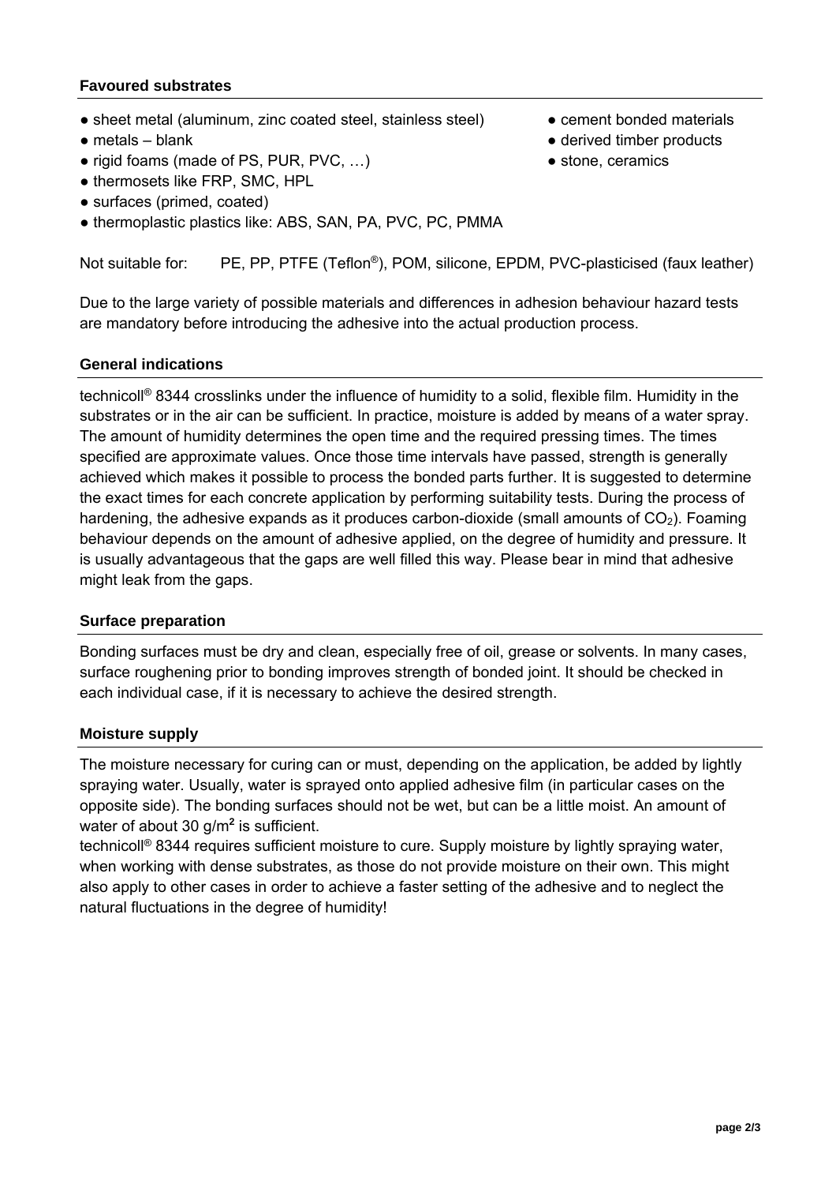### Favoured substrates

- sheet metal (aluminum, zinc coated steel, stainless steel)
- metals – blank
- rigid foams (made of PS, PUR, PVC, …)
- thermosets like FRP, SMC, HPL
- surfaces (primed, coated)
- thermoplastic plastics like: ABS, SAN, PA, PVC, PC, PMMA
- cement bonded materials
- derived timber products
- stone, ceramics

Not suitable for: PE, PP, PTFE (Teflon®), POM, silicone, EPDM, PVC-plasticised (faux leather)

Due to the large variety of possible materials and differences in adhesion behaviour hazard tests are mandatory before introducing the adhesive into the actual production process.

### General indications

technicoll® 8344 crosslinks under the influence of humidity to a solid, flexible film. Humidity in the substrates or in the air can be sufficient. In practice, moisture is added by means of a water spray. The amount of humidity determines the open time and the required pressing times. The times specified are approximate values. Once those time intervals have passed, strength is generally achieved which makes it possible to process the bonded parts further. It is suggested to determine the exact times for each concrete application by performing suitability tests. During the process of hardening, the adhesive expands as it produces carbon-dioxide (small amounts of $CO_2$). Foaming behaviour depends on the amount of adhesive applied, on the degree of humidity and pressure. It is usually advantageous that the gaps are well filled this way. Please bear in mind that adhesive might leak from the gaps.

### Surface preparation

Bonding surfaces must be dry and clean, especially free of oil, grease or solvents. In many cases, surface roughening prior to bonding improves strength of bonded joint. It should be checked in each individual case, if it is necessary to achieve the desired strength.

### Moisture supply

The moisture necessary for curing can or must, depending on the application, be added by lightly spraying water. Usually, water is sprayed onto applied adhesive film (in particular cases on the opposite side). The bonding surfaces should not be wet, but can be a little moist. An amount of water of about 30 g/m² is sufficient.
technicoll® 8344 requires sufficient moisture to cure. Supply moisture by lightly spraying water, when working with dense substrates, as those do not provide moisture on their own. This might also apply to other cases in order to achieve a faster setting of the adhesive and to neglect the natural fluctuations in the degree of humidity!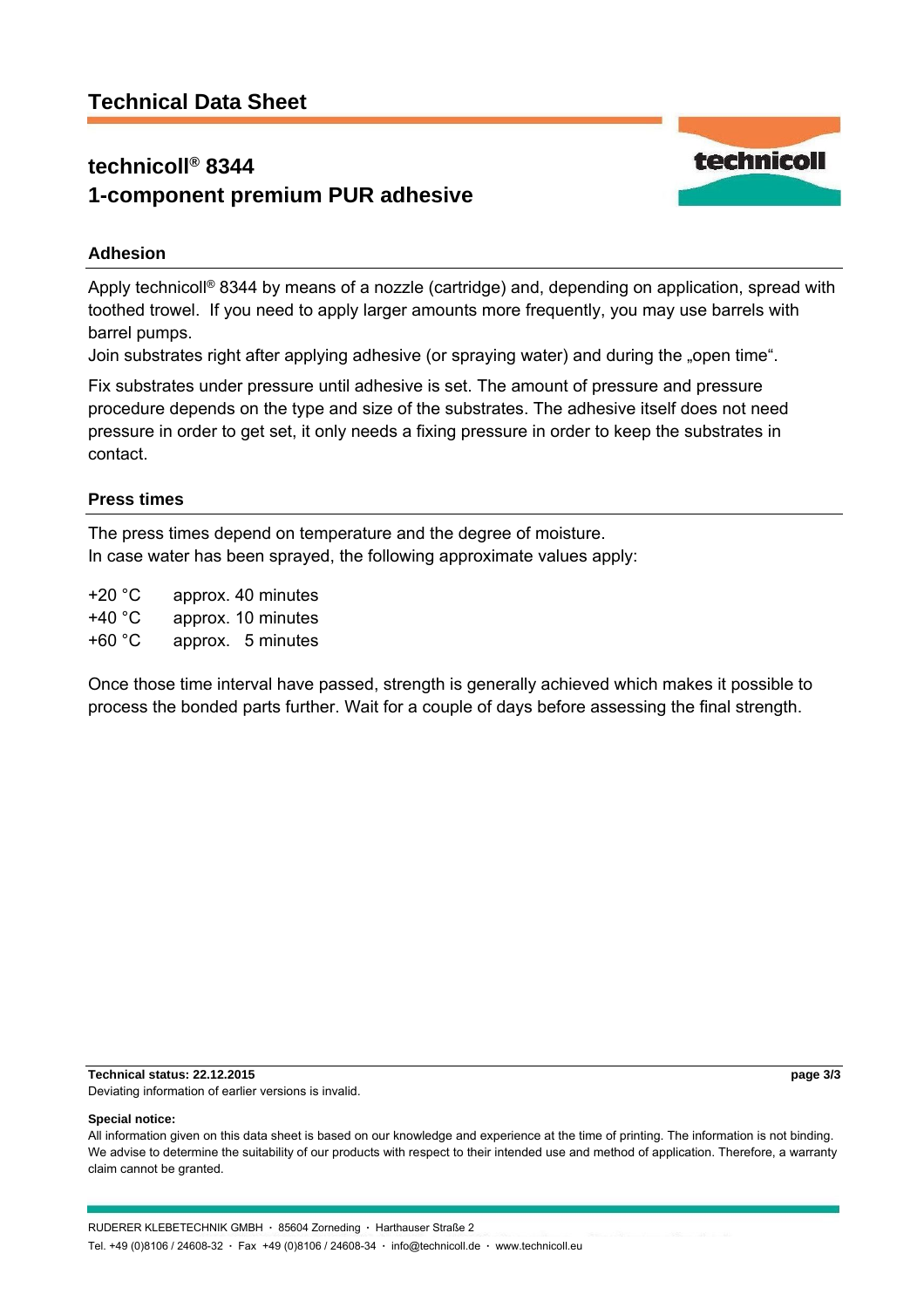## Adhesion

Apply technicoll® 8344 by means of a nozzle (cartridge) and, depending on application, spread with toothed trowel. If you need to apply larger amounts more frequently, you may use barrels with barrel pumps.
Join substrates right after applying adhesive (or spraying water) and during the „open time".

Fix substrates under pressure until adhesive is set. The amount of pressure and pressure procedure depends on the type and size of the substrates. The adhesive itself does not need pressure in order to get set, it only needs a fixing pressure in order to keep the substrates in contact.

## Press times

The press times depend on temperature and the degree of moisture.
In case water has been sprayed, the following approximate values apply:

| | |
|---|---|
| +20 °C | approx. 40 minutes |
| +40 °C | approx. 10 minutes |
| +60 °C | approx. 5 minutes |

Once those time interval have passed, strength is generally achieved which makes it possible to process the bonded parts further. Wait for a couple of days before assessing the final strength.

**Technical status: 22.12.2015**
Deviating information of earlier versions is invalid.

**Special notice:**
All information given on this data sheet is based on our knowledge and experience at the time of printing. The information is not binding. We advise to determine the suitability of our products with respect to their intended use and method of application. Therefore, a warranty claim cannot be granted.

RUDERER KLEBETECHNIK GMBH · 85604 Zorneding · Harthauser Straße 2
Tel. +49 (0)8106 / 24608-32 · Fax +49 (0)8106 / 24608-34 · info@technicoll.de · www.technicoll.eu